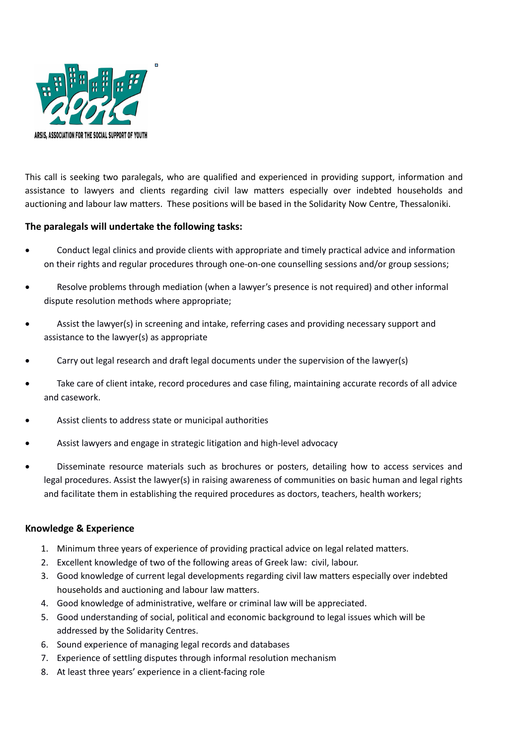ARSIS, ASSOCIATION FOR THE SOCIAL SUPPORT OF YOUTH

This call is seeking two paralegals, who are qualified and experienced in providing support, information and assistance to lawyers and clients regarding civil law matters especially over indebted households and auctioning and labour law matters. These positions will be based in the Solidarity Now Centre, Thessaloniki.

### The paralegals will undertake the following tasks:

- Conduct legal clinics and provide clients with appropriate and timely practical advice and information on their rights and regular procedures through one-on-one counselling sessions and/or group sessions;
- Resolve problems through mediation (when a lawyer's presence is not required) and other informal dispute resolution methods where appropriate;
- Assist the lawyer(s) in screening and intake, referring cases and providing necessary support and assistance to the lawyer(s) as appropriate
- Carry out legal research and draft legal documents under the supervision of the lawyer(s)
- Take care of client intake, record procedures and case filing, maintaining accurate records of all advice and casework.
- Assist clients to address state or municipal authorities
- Assist lawyers and engage in strategic litigation and high-level advocacy
- Disseminate resource materials such as brochures or posters, detailing how to access services and legal procedures. Assist the lawyer(s) in raising awareness of communities on basic human and legal rights and facilitate them in establishing the required procedures as doctors, teachers, health workers;

### Knowledge & Experience

1. Minimum three years of experience of providing practical advice on legal related matters.
2. Excellent knowledge of two of the following areas of Greek law: civil, labour.
3. Good knowledge of current legal developments regarding civil law matters especially over indebted households and auctioning and labour law matters.
4. Good knowledge of administrative, welfare or criminal law will be appreciated.
5. Good understanding of social, political and economic background to legal issues which will be addressed by the Solidarity Centres.
6. Sound experience of managing legal records and databases
7. Experience of settling disputes through informal resolution mechanism
8. At least three years' experience in a client-facing role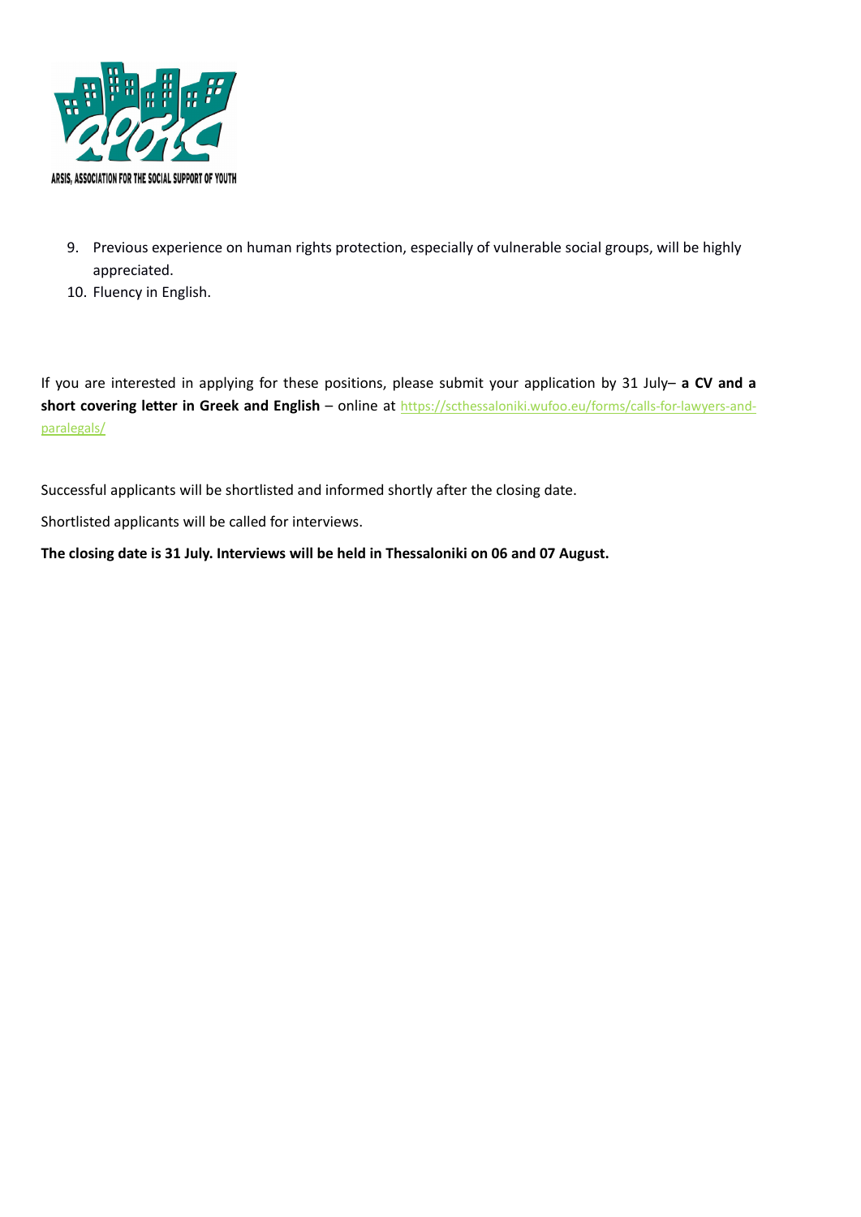ARSIS, ASSOCIATION FOR THE SOCIAL SUPPORT OF YOUTH

9. Previous experience on human rights protection, especially of vulnerable social groups, will be highly appreciated.
10. Fluency in English.

If you are interested in applying for these positions, please submit your application by 31 July– **a CV and a short covering letter in Greek and English** – online at https://scthessaloniki.wufoo.eu/forms/calls-for-lawyers-and-paralegals/

Successful applicants will be shortlisted and informed shortly after the closing date.

Shortlisted applicants will be called for interviews.

**The closing date is 31 July. Interviews will be held in Thessaloniki on 06 and 07 August.**